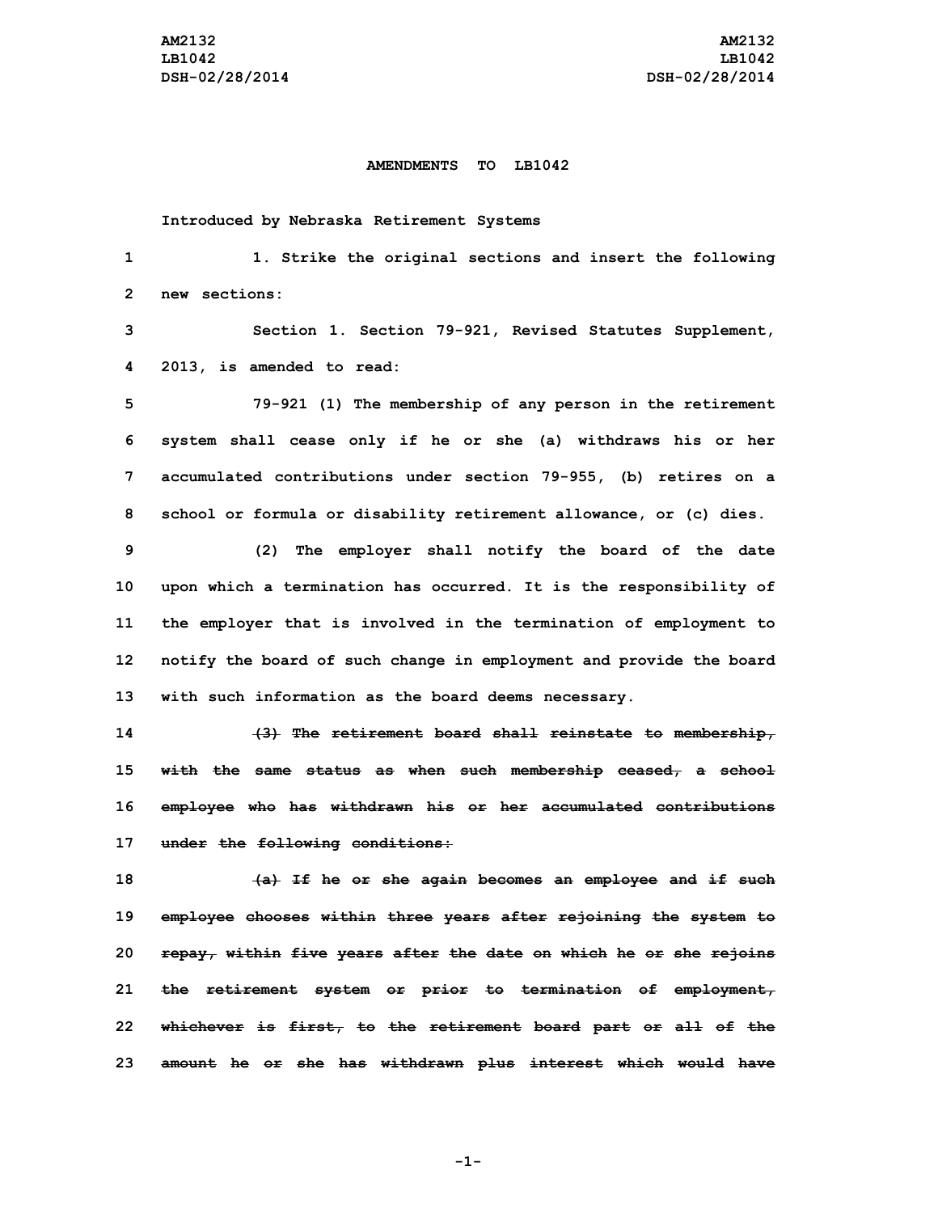# AMENDMENTS TO LB1042

Introduced by Nebraska Retirement Systems

1. Strike the original sections and insert the following new sections:

Section 1. Section 79-921, Revised Statutes Supplement, 2013, is amended to read:

79-921 (1) The membership of any person in the retirement system shall cease only if he or she (a) withdraws his or her accumulated contributions under section 79-955, (b) retires on a school or formula or disability retirement allowance, or (c) dies.

(2) The employer shall notify the board of the date upon which a termination has occurred. It is the responsibility of the employer that is involved in the termination of employment to notify the board of such change in employment and provide the board with such information as the board deems necessary.

~~(3) The retirement board shall reinstate to membership, with the same status as when such membership ceased, a school employee who has withdrawn his or her accumulated contributions under the following conditions:~~

~~(a) If he or she again becomes an employee and if such employee chooses within three years after rejoining the system to repay, within five years after the date on which he or she rejoins the retirement system or prior to termination of employment, whichever is first, to the retirement board part or all of the amount he or she has withdrawn plus interest which would have~~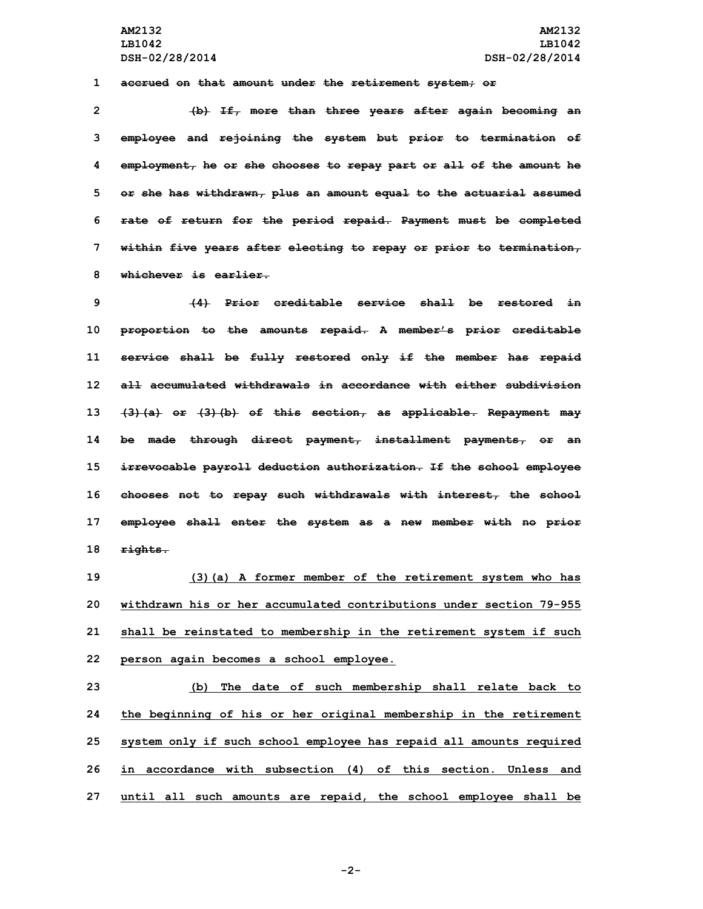~~accrued on that amount under the retirement system; or~~

~~(b) If, more than three years after again becoming an employee and rejoining the system but prior to termination of employment, he or she chooses to repay part or all of the amount he or she has withdrawn, plus an amount equal to the actuarial assumed rate of return for the period repaid. Payment must be completed within five years after electing to repay or prior to termination, whichever is earlier.~~

~~(4) Prior creditable service shall be restored in proportion to the amounts repaid. A member's prior creditable service shall be fully restored only if the member has repaid all accumulated withdrawals in accordance with either subdivision (3)(a) or (3)(b) of this section, as applicable. Repayment may be made through direct payment, installment payments, or an irrevocable payroll deduction authorization. If the school employee chooses not to repay such withdrawals with interest, the school employee shall enter the system as a new member with no prior rights.~~

<u>(3)(a) A former member of the retirement system who has withdrawn his or her accumulated contributions under section 79-955 shall be reinstated to membership in the retirement system if such person again becomes a school employee.</u>

<u>(b) The date of such membership shall relate back to the beginning of his or her original membership in the retirement system only if such school employee has repaid all amounts required in accordance with subsection (4) of this section. Unless and until all such amounts are repaid, the school employee shall be</u>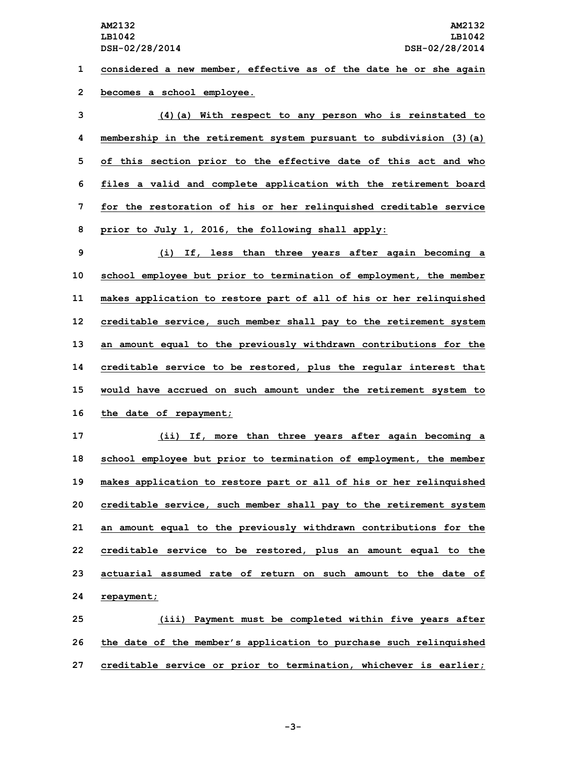considered a new member, effective as of the date he or she again becomes a school employee.

(4)(a) With respect to any person who is reinstated to membership in the retirement system pursuant to subdivision (3)(a) of this section prior to the effective date of this act and who files a valid and complete application with the retirement board for the restoration of his or her relinquished creditable service prior to July 1, 2016, the following shall apply:

(i) If, less than three years after again becoming a school employee but prior to termination of employment, the member makes application to restore part of all of his or her relinquished creditable service, such member shall pay to the retirement system an amount equal to the previously withdrawn contributions for the creditable service to be restored, plus the regular interest that would have accrued on such amount under the retirement system to the date of repayment;

(ii) If, more than three years after again becoming a school employee but prior to termination of employment, the member makes application to restore part or all of his or her relinquished creditable service, such member shall pay to the retirement system an amount equal to the previously withdrawn contributions for the creditable service to be restored, plus an amount equal to the actuarial assumed rate of return on such amount to the date of repayment;

(iii) Payment must be completed within five years after the date of the member's application to purchase such relinquished creditable service or prior to termination, whichever is earlier;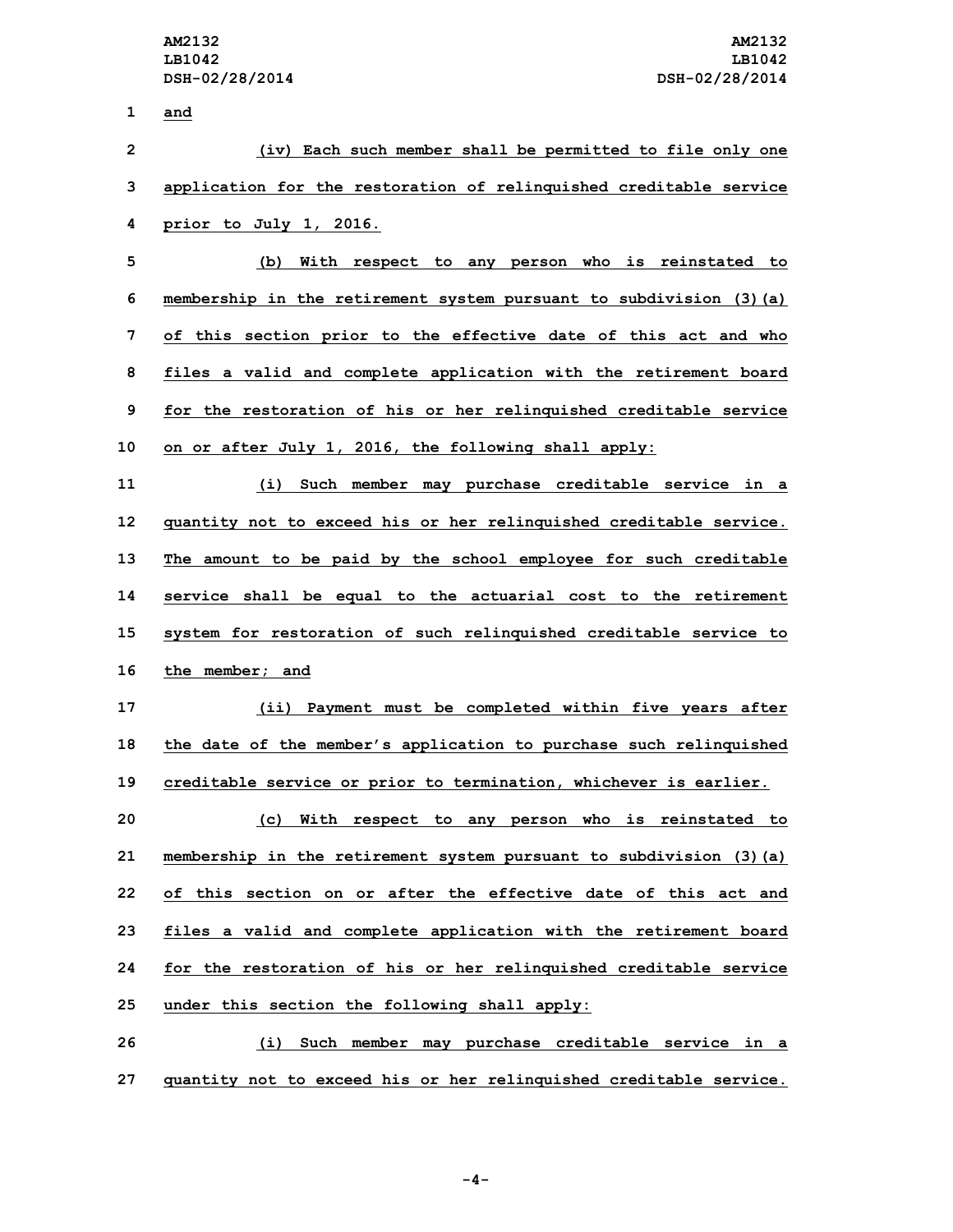and

(iv) Each such member shall be permitted to file only one application for the restoration of relinquished creditable service prior to July 1, 2016.

(b) With respect to any person who is reinstated to membership in the retirement system pursuant to subdivision (3)(a) of this section prior to the effective date of this act and who files a valid and complete application with the retirement board for the restoration of his or her relinquished creditable service on or after July 1, 2016, the following shall apply:

(i) Such member may purchase creditable service in a quantity not to exceed his or her relinquished creditable service. The amount to be paid by the school employee for such creditable service shall be equal to the actuarial cost to the retirement system for restoration of such relinquished creditable service to the member; and

(ii) Payment must be completed within five years after the date of the member's application to purchase such relinquished creditable service or prior to termination, whichever is earlier.

(c) With respect to any person who is reinstated to membership in the retirement system pursuant to subdivision (3)(a) of this section on or after the effective date of this act and files a valid and complete application with the retirement board for the restoration of his or her relinquished creditable service under this section the following shall apply:

(i) Such member may purchase creditable service in a quantity not to exceed his or her relinquished creditable service.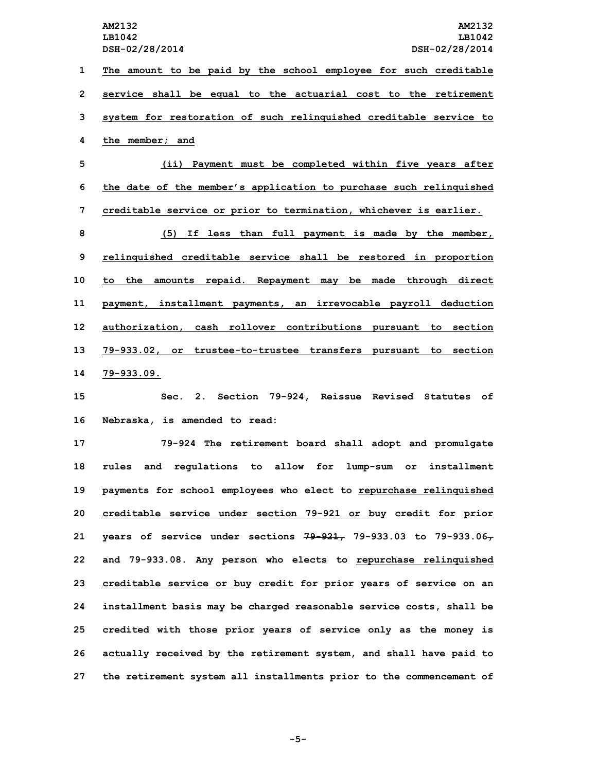The amount to be paid by the school employee for such creditable service shall be equal to the actuarial cost to the retirement system for restoration of such relinquished creditable service to the member; and

(ii) Payment must be completed within five years after the date of the member's application to purchase such relinquished creditable service or prior to termination, whichever is earlier.

(5) If less than full payment is made by the member, relinquished creditable service shall be restored in proportion to the amounts repaid. Repayment may be made through direct payment, installment payments, an irrevocable payroll deduction authorization, cash rollover contributions pursuant to section 79-933.02, or trustee-to-trustee transfers pursuant to section 79-933.09.

Sec. 2. Section 79-924, Reissue Revised Statutes of Nebraska, is amended to read:

79-924 The retirement board shall adopt and promulgate rules and regulations to allow for lump-sum or installment payments for school employees who elect to repurchase relinquished creditable service under section 79-921 or buy credit for prior years of service under sections ~~79-921,~~ 79-933.03 to 79-933.06~~,~~ and 79-933.08. Any person who elects to repurchase relinquished creditable service or buy credit for prior years of service on an installment basis may be charged reasonable service costs, shall be credited with those prior years of service only as the money is actually received by the retirement system, and shall have paid to the retirement system all installments prior to the commencement of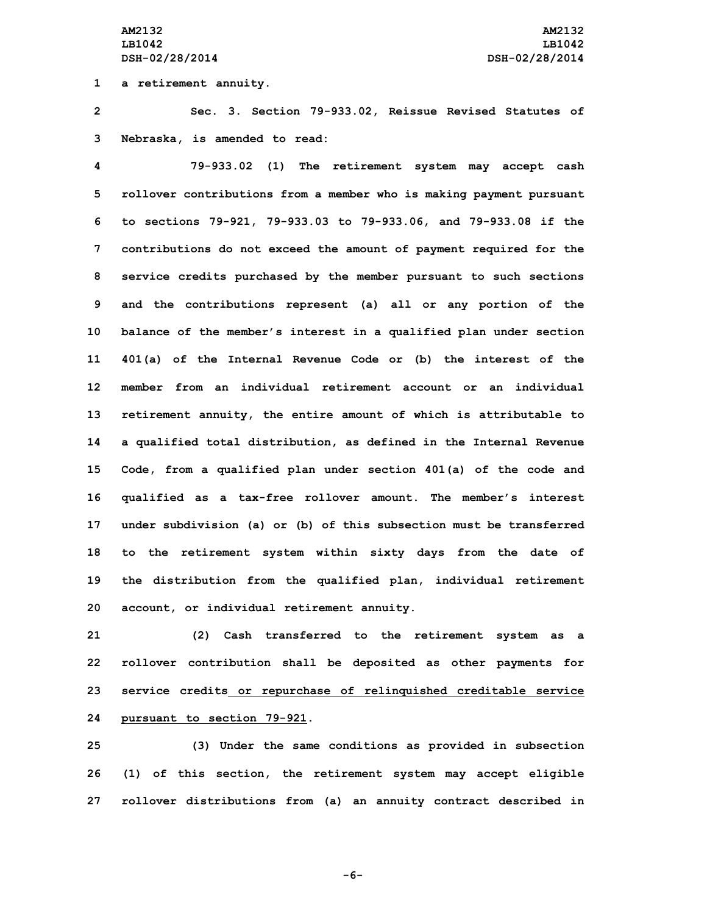a retirement annuity.

Sec. 3. Section 79-933.02, Reissue Revised Statutes of Nebraska, is amended to read:

79-933.02 (1) The retirement system may accept cash rollover contributions from a member who is making payment pursuant to sections 79-921, 79-933.03 to 79-933.06, and 79-933.08 if the contributions do not exceed the amount of payment required for the service credits purchased by the member pursuant to such sections and the contributions represent (a) all or any portion of the balance of the member's interest in a qualified plan under section 401(a) of the Internal Revenue Code or (b) the interest of the member from an individual retirement account or an individual retirement annuity, the entire amount of which is attributable to a qualified total distribution, as defined in the Internal Revenue Code, from a qualified plan under section 401(a) of the code and qualified as a tax-free rollover amount. The member's interest under subdivision (a) or (b) of this subsection must be transferred to the retirement system within sixty days from the date of the distribution from the qualified plan, individual retirement account, or individual retirement annuity.

(2) Cash transferred to the retirement system as a rollover contribution shall be deposited as other payments for service credits or repurchase of relinquished creditable service pursuant to section 79-921.

(3) Under the same conditions as provided in subsection (1) of this section, the retirement system may accept eligible rollover distributions from (a) an annuity contract described in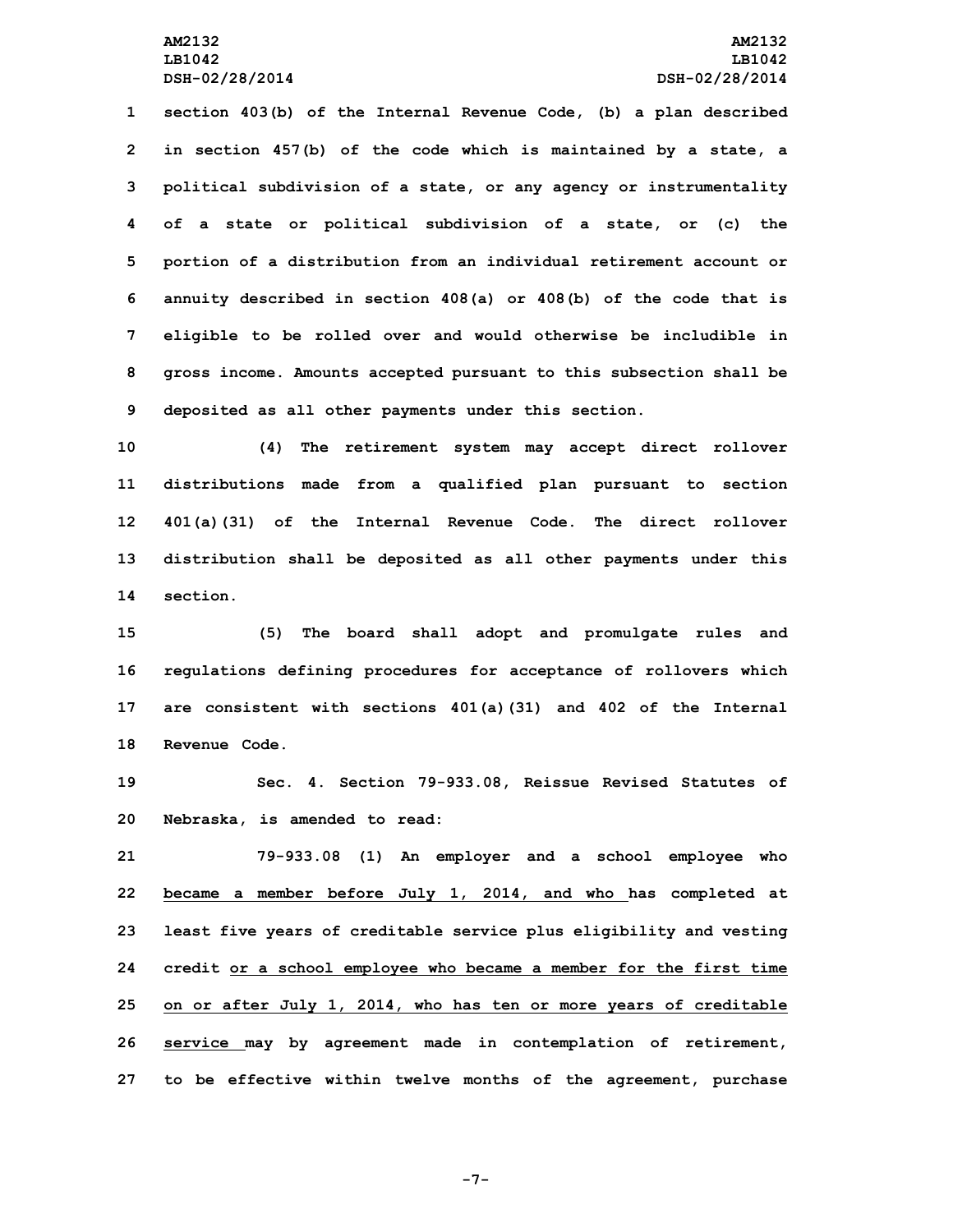section 403(b) of the Internal Revenue Code, (b) a plan described in section 457(b) of the code which is maintained by a state, a political subdivision of a state, or any agency or instrumentality of a state or political subdivision of a state, or (c) the portion of a distribution from an individual retirement account or annuity described in section 408(a) or 408(b) of the code that is eligible to be rolled over and would otherwise be includible in gross income. Amounts accepted pursuant to this subsection shall be deposited as all other payments under this section.

(4) The retirement system may accept direct rollover distributions made from a qualified plan pursuant to section 401(a)(31) of the Internal Revenue Code. The direct rollover distribution shall be deposited as all other payments under this section.

(5) The board shall adopt and promulgate rules and regulations defining procedures for acceptance of rollovers which are consistent with sections 401(a)(31) and 402 of the Internal Revenue Code.

Sec. 4. Section 79-933.08, Reissue Revised Statutes of Nebraska, is amended to read:

79-933.08 (1) An employer and a school employee who became a member before July 1, 2014, and who has completed at least five years of creditable service plus eligibility and vesting credit or a school employee who became a member for the first time on or after July 1, 2014, who has ten or more years of creditable service may by agreement made in contemplation of retirement, to be effective within twelve months of the agreement, purchase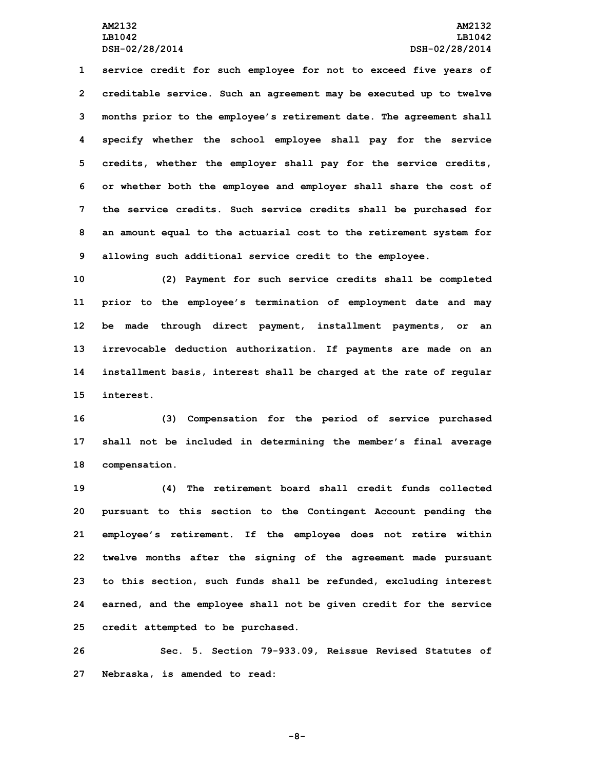service credit for such employee for not to exceed five years of creditable service. Such an agreement may be executed up to twelve months prior to the employee's retirement date. The agreement shall specify whether the school employee shall pay for the service credits, whether the employer shall pay for the service credits, or whether both the employee and employer shall share the cost of the service credits. Such service credits shall be purchased for an amount equal to the actuarial cost to the retirement system for allowing such additional service credit to the employee.

(2) Payment for such service credits shall be completed prior to the employee's termination of employment date and may be made through direct payment, installment payments, or an irrevocable deduction authorization. If payments are made on an installment basis, interest shall be charged at the rate of regular interest.

(3) Compensation for the period of service purchased shall not be included in determining the member's final average compensation.

(4) The retirement board shall credit funds collected pursuant to this section to the Contingent Account pending the employee's retirement. If the employee does not retire within twelve months after the signing of the agreement made pursuant to this section, such funds shall be refunded, excluding interest earned, and the employee shall not be given credit for the service credit attempted to be purchased.

Sec. 5. Section 79-933.09, Reissue Revised Statutes of Nebraska, is amended to read: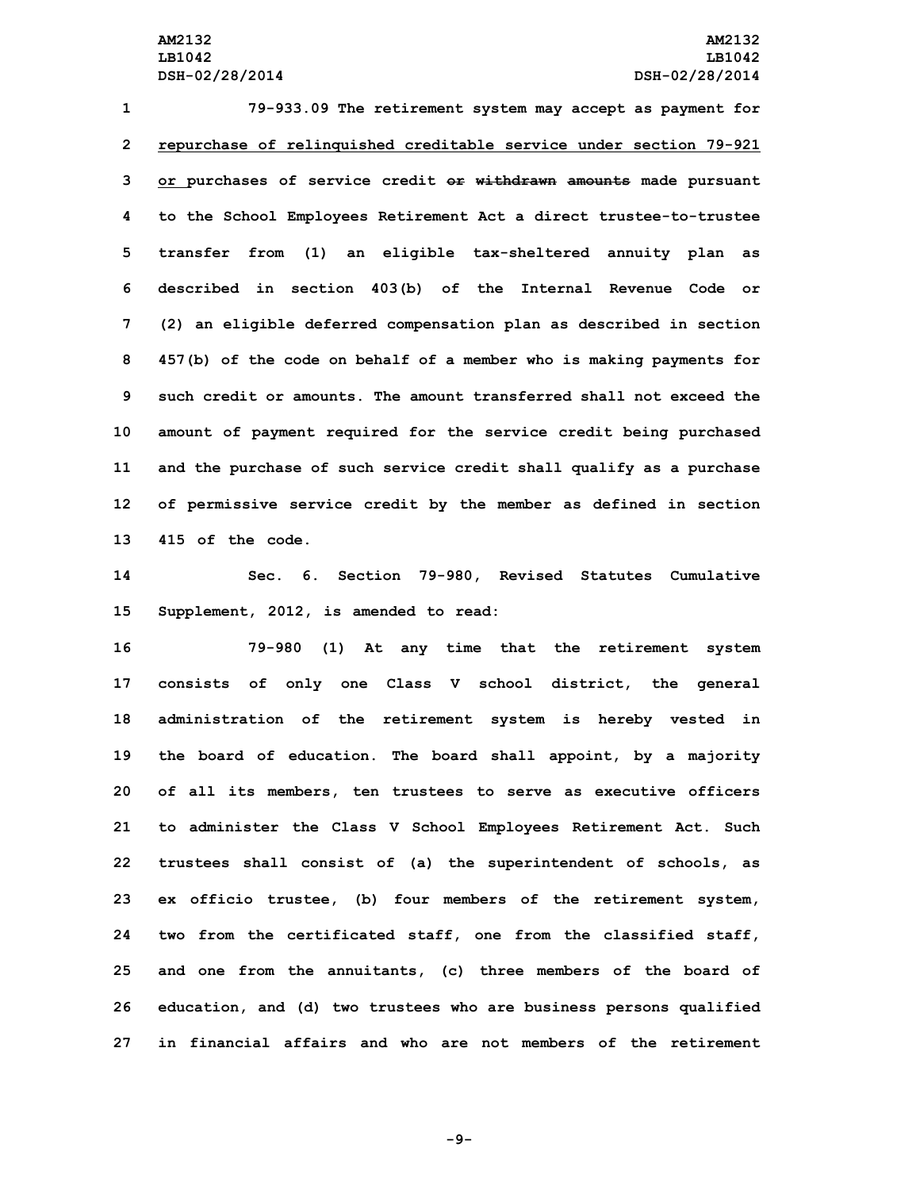79-933.09 The retirement system may accept as payment for repurchase of relinquished creditable service under section 79-921 or purchases of service credit ~~or withdrawn amounts~~ made pursuant to the School Employees Retirement Act a direct trustee-to-trustee transfer from (1) an eligible tax-sheltered annuity plan as described in section 403(b) of the Internal Revenue Code or (2) an eligible deferred compensation plan as described in section 457(b) of the code on behalf of a member who is making payments for such credit or amounts. The amount transferred shall not exceed the amount of payment required for the service credit being purchased and the purchase of such service credit shall qualify as a purchase of permissive service credit by the member as defined in section 415 of the code.

Sec. 6. Section 79-980, Revised Statutes Cumulative Supplement, 2012, is amended to read:

79-980 (1) At any time that the retirement system consists of only one Class V school district, the general administration of the retirement system is hereby vested in the board of education. The board shall appoint, by a majority of all its members, ten trustees to serve as executive officers to administer the Class V School Employees Retirement Act. Such trustees shall consist of (a) the superintendent of schools, as ex officio trustee, (b) four members of the retirement system, two from the certificated staff, one from the classified staff, and one from the annuitants, (c) three members of the board of education, and (d) two trustees who are business persons qualified in financial affairs and who are not members of the retirement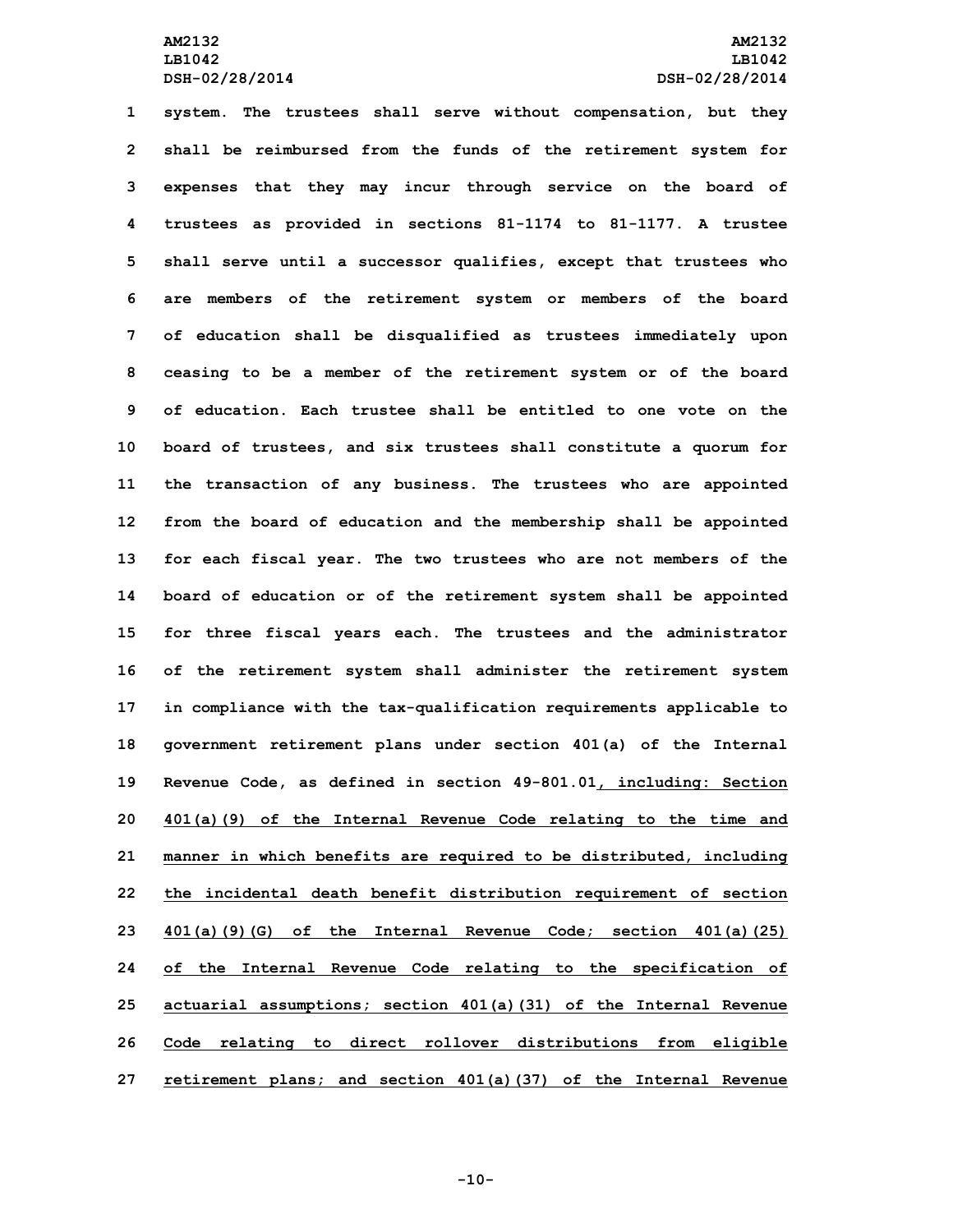system. The trustees shall serve without compensation, but they shall be reimbursed from the funds of the retirement system for expenses that they may incur through service on the board of trustees as provided in sections 81-1174 to 81-1177. A trustee shall serve until a successor qualifies, except that trustees who are members of the retirement system or members of the board of education shall be disqualified as trustees immediately upon ceasing to be a member of the retirement system or of the board of education. Each trustee shall be entitled to one vote on the board of trustees, and six trustees shall constitute a quorum for the transaction of any business. The trustees who are appointed from the board of education and the membership shall be appointed for each fiscal year. The two trustees who are not members of the board of education or of the retirement system shall be appointed for three fiscal years each. The trustees and the administrator of the retirement system shall administer the retirement system in compliance with the tax-qualification requirements applicable to government retirement plans under section 401(a) of the Internal Revenue Code, as defined in section 49-801.01, including: Section 401(a)(9) of the Internal Revenue Code relating to the time and manner in which benefits are required to be distributed, including the incidental death benefit distribution requirement of section 401(a)(9)(G) of the Internal Revenue Code; section 401(a)(25) of the Internal Revenue Code relating to the specification of actuarial assumptions; section 401(a)(31) of the Internal Revenue Code relating to direct rollover distributions from eligible retirement plans; and section 401(a)(37) of the Internal Revenue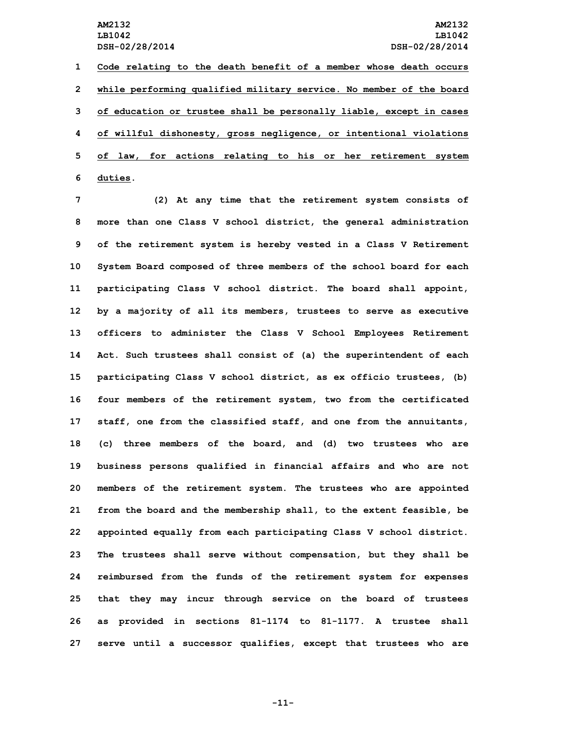Code relating to the death benefit of a member whose death occurs while performing qualified military service. No member of the board of education or trustee shall be personally liable, except in cases of willful dishonesty, gross negligence, or intentional violations of law, for actions relating to his or her retirement system duties.

(2) At any time that the retirement system consists of more than one Class V school district, the general administration of the retirement system is hereby vested in a Class V Retirement System Board composed of three members of the school board for each participating Class V school district. The board shall appoint, by a majority of all its members, trustees to serve as executive officers to administer the Class V School Employees Retirement Act. Such trustees shall consist of (a) the superintendent of each participating Class V school district, as ex officio trustees, (b) four members of the retirement system, two from the certificated staff, one from the classified staff, and one from the annuitants, (c) three members of the board, and (d) two trustees who are business persons qualified in financial affairs and who are not members of the retirement system. The trustees who are appointed from the board and the membership shall, to the extent feasible, be appointed equally from each participating Class V school district. The trustees shall serve without compensation, but they shall be reimbursed from the funds of the retirement system for expenses that they may incur through service on the board of trustees as provided in sections 81-1174 to 81-1177. A trustee shall serve until a successor qualifies, except that trustees who are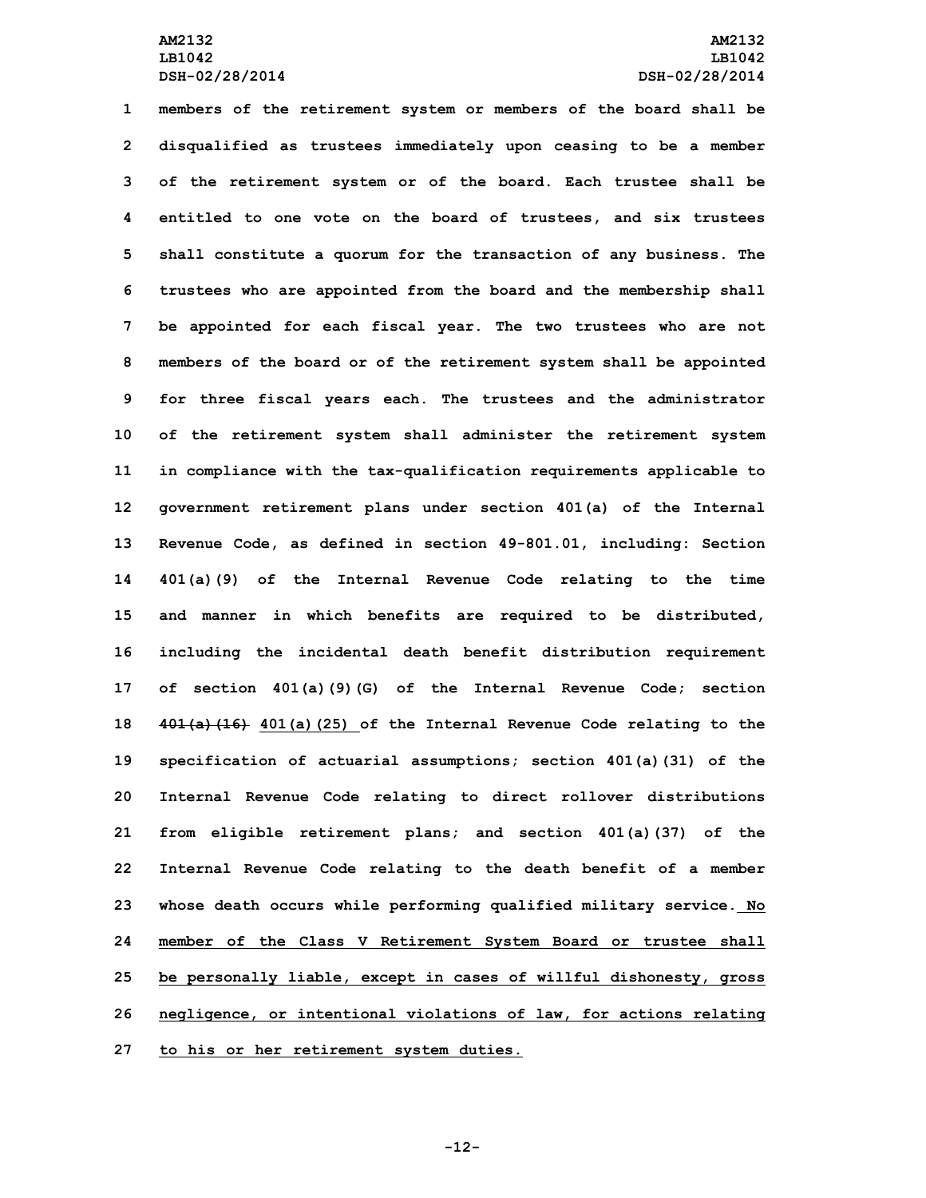members of the retirement system or members of the board shall be disqualified as trustees immediately upon ceasing to be a member of the retirement system or of the board. Each trustee shall be entitled to one vote on the board of trustees, and six trustees shall constitute a quorum for the transaction of any business. The trustees who are appointed from the board and the membership shall be appointed for each fiscal year. The two trustees who are not members of the board or of the retirement system shall be appointed for three fiscal years each. The trustees and the administrator of the retirement system shall administer the retirement system in compliance with the tax-qualification requirements applicable to government retirement plans under section 401(a) of the Internal Revenue Code, as defined in section 49-801.01, including: Section 401(a)(9) of the Internal Revenue Code relating to the time and manner in which benefits are required to be distributed, including the incidental death benefit distribution requirement of section 401(a)(9)(G) of the Internal Revenue Code; section ~~401(a)(16)~~ 401(a)(25) of the Internal Revenue Code relating to the specification of actuarial assumptions; section 401(a)(31) of the Internal Revenue Code relating to direct rollover distributions from eligible retirement plans; and section 401(a)(37) of the Internal Revenue Code relating to the death benefit of a member whose death occurs while performing qualified military service. No member of the Class V Retirement System Board or trustee shall be personally liable, except in cases of willful dishonesty, gross negligence, or intentional violations of law, for actions relating to his or her retirement system duties.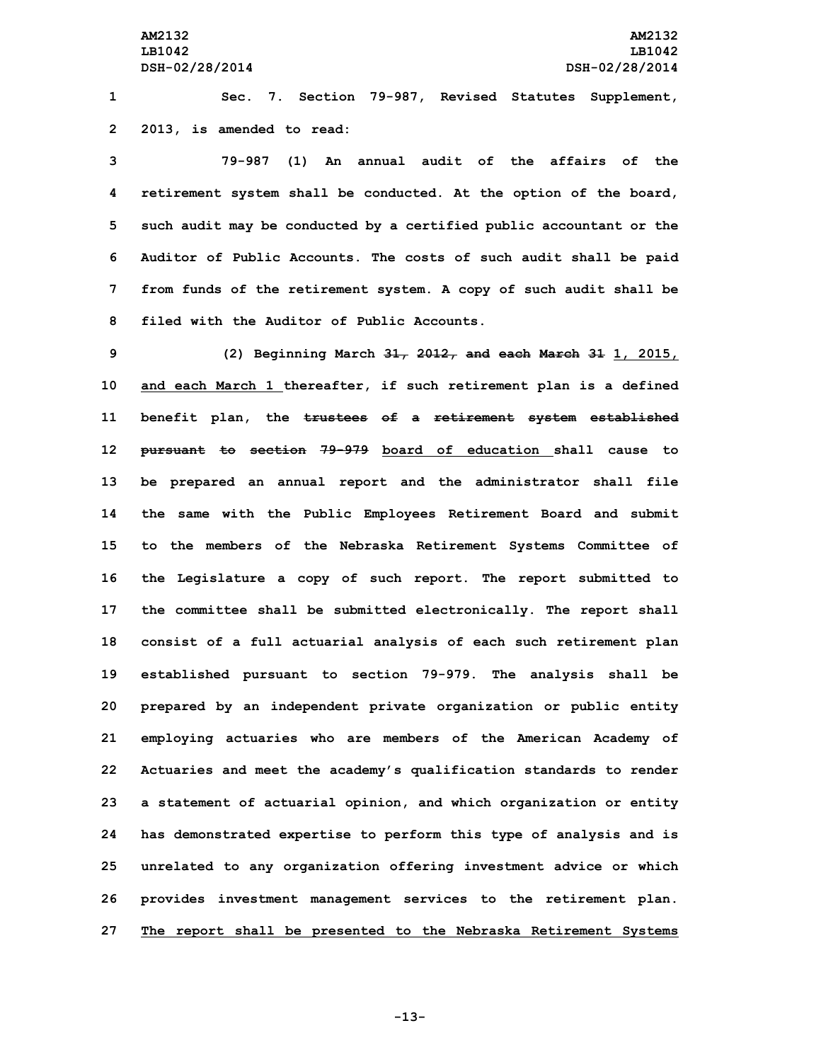Sec. 7. Section 79-987, Revised Statutes Supplement, 2013, is amended to read:

79-987 (1) An annual audit of the affairs of the retirement system shall be conducted. At the option of the board, such audit may be conducted by a certified public accountant or the Auditor of Public Accounts. The costs of such audit shall be paid from funds of the retirement system. A copy of such audit shall be filed with the Auditor of Public Accounts.

(2) Beginning March ~~31, 2012, and each March 31~~ 1, 2015, and each March 1 thereafter, if such retirement plan is a defined benefit plan, the ~~trustees of a retirement system established pursuant to section 79-979~~ board of education shall cause to be prepared an annual report and the administrator shall file the same with the Public Employees Retirement Board and submit to the members of the Nebraska Retirement Systems Committee of the Legislature a copy of such report. The report submitted to the committee shall be submitted electronically. The report shall consist of a full actuarial analysis of each such retirement plan established pursuant to section 79-979. The analysis shall be prepared by an independent private organization or public entity employing actuaries who are members of the American Academy of Actuaries and meet the academy's qualification standards to render a statement of actuarial opinion, and which organization or entity has demonstrated expertise to perform this type of analysis and is unrelated to any organization offering investment advice or which provides investment management services to the retirement plan. The report shall be presented to the Nebraska Retirement Systems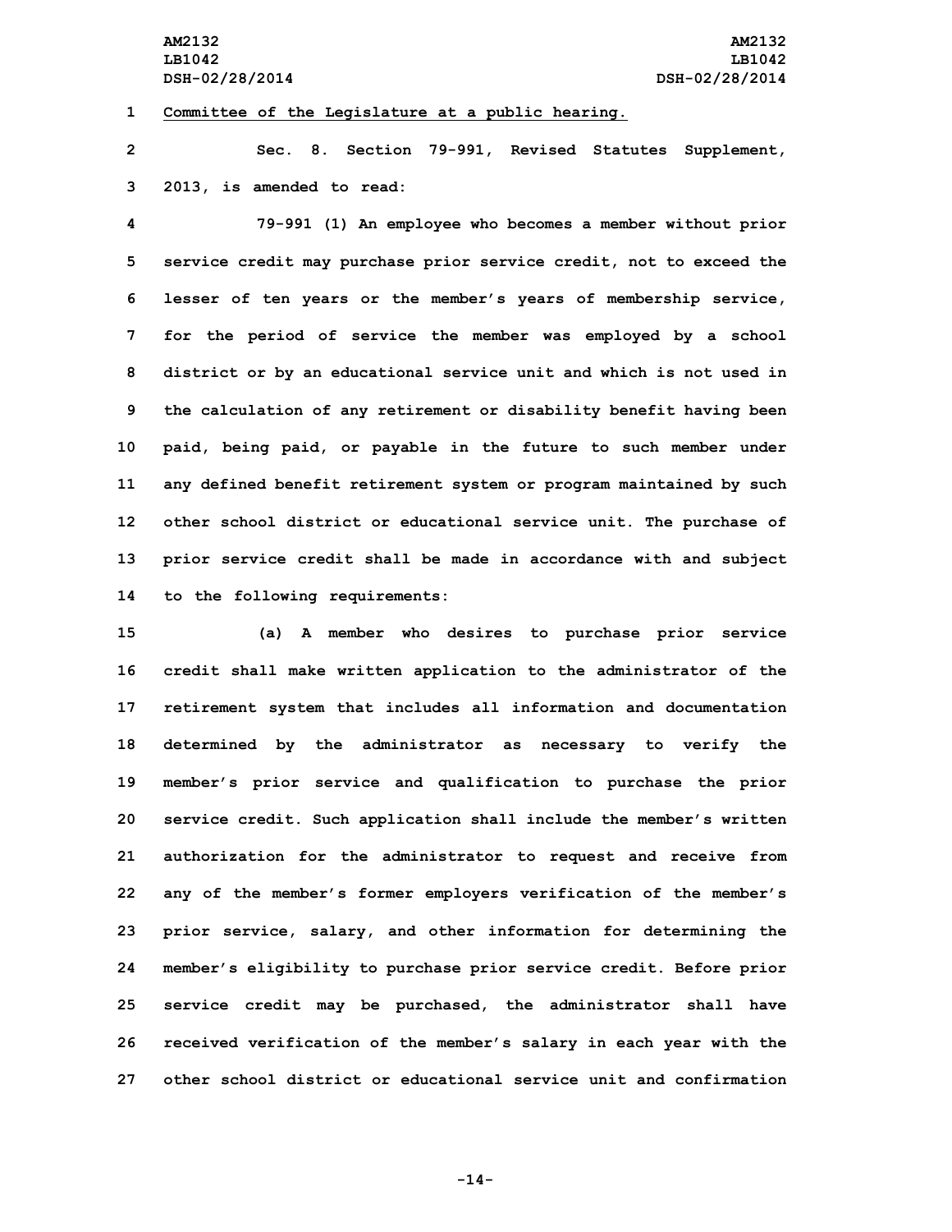Committee of the Legislature at a public hearing.

Sec. 8. Section 79-991, Revised Statutes Supplement, 2013, is amended to read:

79-991 (1) An employee who becomes a member without prior service credit may purchase prior service credit, not to exceed the lesser of ten years or the member's years of membership service, for the period of service the member was employed by a school district or by an educational service unit and which is not used in the calculation of any retirement or disability benefit having been paid, being paid, or payable in the future to such member under any defined benefit retirement system or program maintained by such other school district or educational service unit. The purchase of prior service credit shall be made in accordance with and subject to the following requirements:

(a) A member who desires to purchase prior service credit shall make written application to the administrator of the retirement system that includes all information and documentation determined by the administrator as necessary to verify the member's prior service and qualification to purchase the prior service credit. Such application shall include the member's written authorization for the administrator to request and receive from any of the member's former employers verification of the member's prior service, salary, and other information for determining the member's eligibility to purchase prior service credit. Before prior service credit may be purchased, the administrator shall have received verification of the member's salary in each year with the other school district or educational service unit and confirmation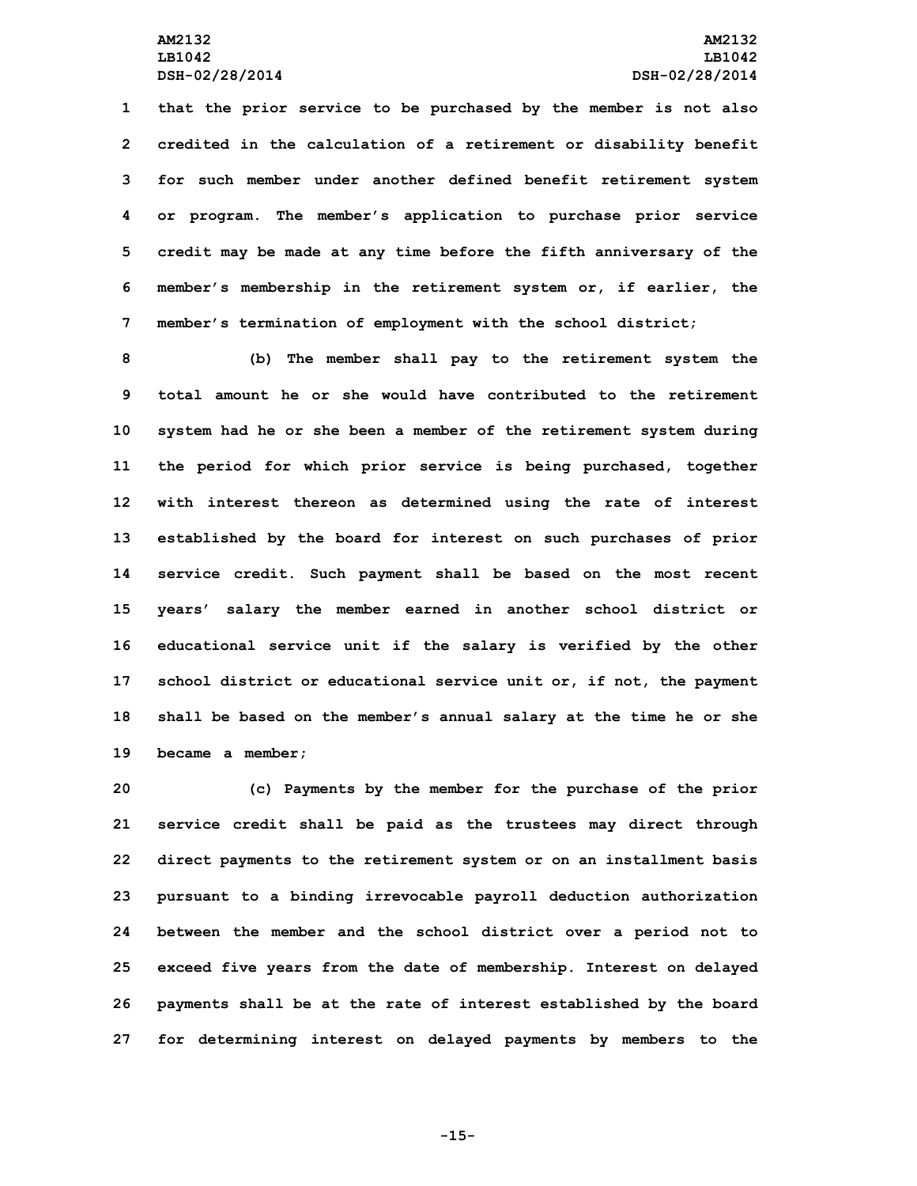that the prior service to be purchased by the member is not also credited in the calculation of a retirement or disability benefit for such member under another defined benefit retirement system or program. The member's application to purchase prior service credit may be made at any time before the fifth anniversary of the member's membership in the retirement system or, if earlier, the member's termination of employment with the school district;

(b) The member shall pay to the retirement system the total amount he or she would have contributed to the retirement system had he or she been a member of the retirement system during the period for which prior service is being purchased, together with interest thereon as determined using the rate of interest established by the board for interest on such purchases of prior service credit. Such payment shall be based on the most recent years' salary the member earned in another school district or educational service unit if the salary is verified by the other school district or educational service unit or, if not, the payment shall be based on the member's annual salary at the time he or she became a member;

(c) Payments by the member for the purchase of the prior service credit shall be paid as the trustees may direct through direct payments to the retirement system or on an installment basis pursuant to a binding irrevocable payroll deduction authorization between the member and the school district over a period not to exceed five years from the date of membership. Interest on delayed payments shall be at the rate of interest established by the board for determining interest on delayed payments by members to the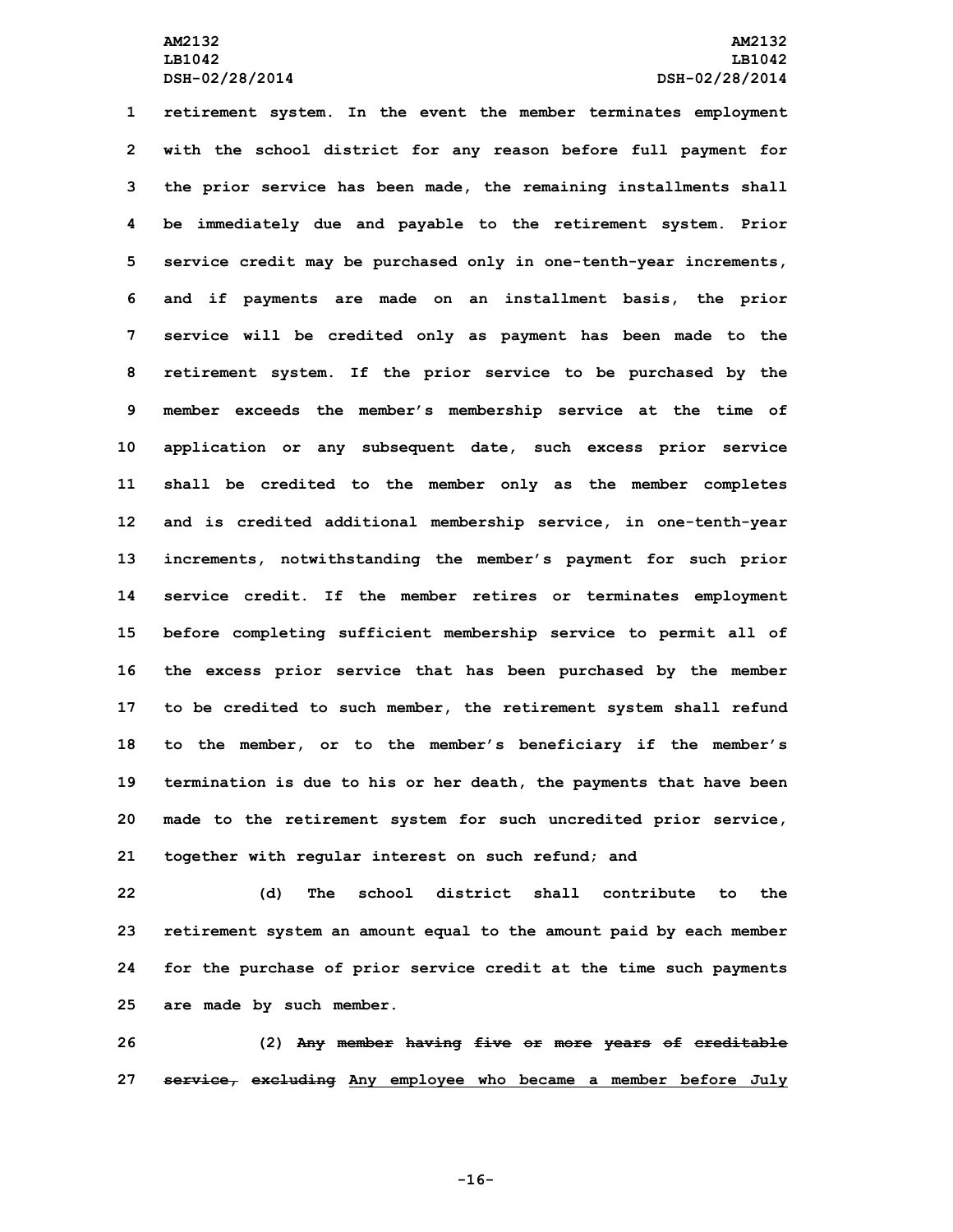retirement system. In the event the member terminates employment with the school district for any reason before full payment for the prior service has been made, the remaining installments shall be immediately due and payable to the retirement system. Prior service credit may be purchased only in one-tenth-year increments, and if payments are made on an installment basis, the prior service will be credited only as payment has been made to the retirement system. If the prior service to be purchased by the member exceeds the member's membership service at the time of application or any subsequent date, such excess prior service shall be credited to the member only as the member completes and is credited additional membership service, in one-tenth-year increments, notwithstanding the member's payment for such prior service credit. If the member retires or terminates employment before completing sufficient membership service to permit all of the excess prior service that has been purchased by the member to be credited to such member, the retirement system shall refund to the member, or to the member's beneficiary if the member's termination is due to his or her death, the payments that have been made to the retirement system for such uncredited prior service, together with regular interest on such refund; and

(d) The school district shall contribute to the retirement system an amount equal to the amount paid by each member for the purchase of prior service credit at the time such payments are made by such member.

(2) ~~Any member having five or more years of creditable service, excluding~~ <u>Any employee who became a member before July</u>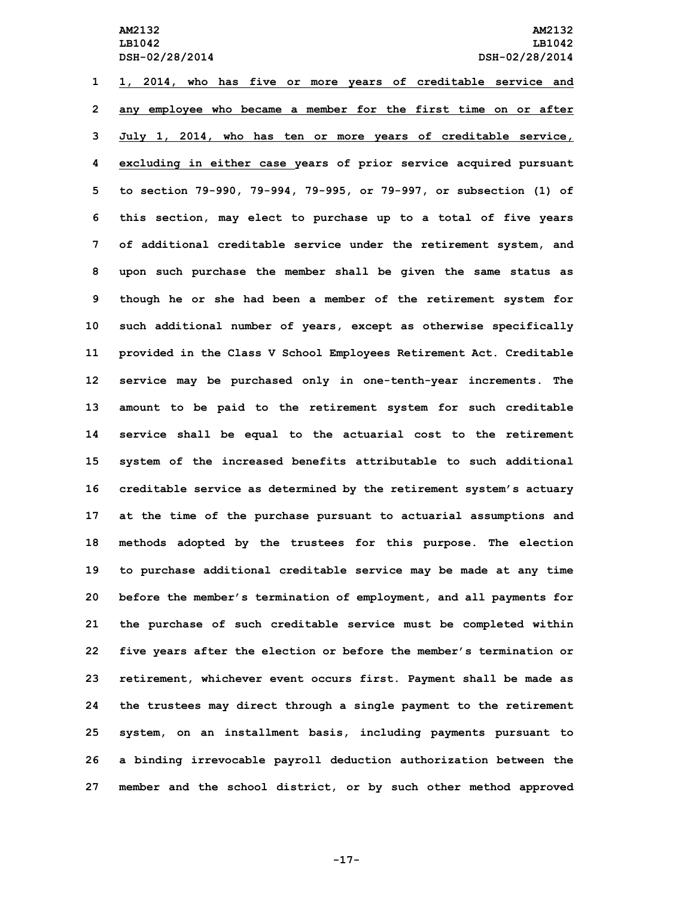1, 2014, who has five or more years of creditable service and any employee who became a member for the first time on or after July 1, 2014, who has ten or more years of creditable service, excluding in either case years of prior service acquired pursuant to section 79-990, 79-994, 79-995, or 79-997, or subsection (1) of this section, may elect to purchase up to a total of five years of additional creditable service under the retirement system, and upon such purchase the member shall be given the same status as though he or she had been a member of the retirement system for such additional number of years, except as otherwise specifically provided in the Class V School Employees Retirement Act. Creditable service may be purchased only in one-tenth-year increments. The amount to be paid to the retirement system for such creditable service shall be equal to the actuarial cost to the retirement system of the increased benefits attributable to such additional creditable service as determined by the retirement system's actuary at the time of the purchase pursuant to actuarial assumptions and methods adopted by the trustees for this purpose. The election to purchase additional creditable service may be made at any time before the member's termination of employment, and all payments for the purchase of such creditable service must be completed within five years after the election or before the member's termination or retirement, whichever event occurs first. Payment shall be made as the trustees may direct through a single payment to the retirement system, on an installment basis, including payments pursuant to a binding irrevocable payroll deduction authorization between the member and the school district, or by such other method approved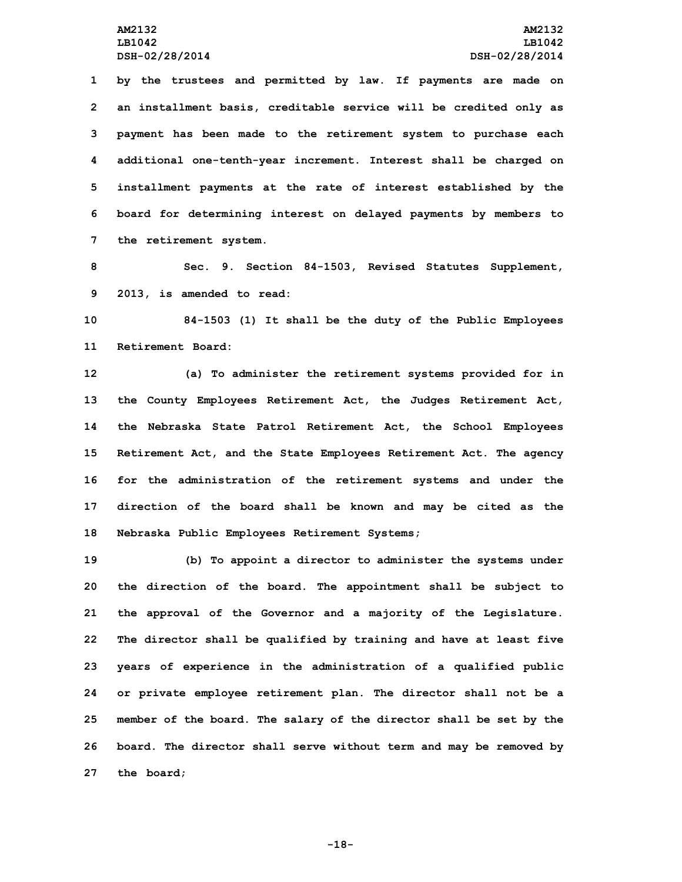by the trustees and permitted by law. If payments are made on an installment basis, creditable service will be credited only as payment has been made to the retirement system to purchase each additional one-tenth-year increment. Interest shall be charged on installment payments at the rate of interest established by the board for determining interest on delayed payments by members to the retirement system.

Sec. 9. Section 84-1503, Revised Statutes Supplement, 2013, is amended to read:

84-1503 (1) It shall be the duty of the Public Employees Retirement Board:

(a) To administer the retirement systems provided for in the County Employees Retirement Act, the Judges Retirement Act, the Nebraska State Patrol Retirement Act, the School Employees Retirement Act, and the State Employees Retirement Act. The agency for the administration of the retirement systems and under the direction of the board shall be known and may be cited as the Nebraska Public Employees Retirement Systems;

(b) To appoint a director to administer the systems under the direction of the board. The appointment shall be subject to the approval of the Governor and a majority of the Legislature. The director shall be qualified by training and have at least five years of experience in the administration of a qualified public or private employee retirement plan. The director shall not be a member of the board. The salary of the director shall be set by the board. The director shall serve without term and may be removed by the board;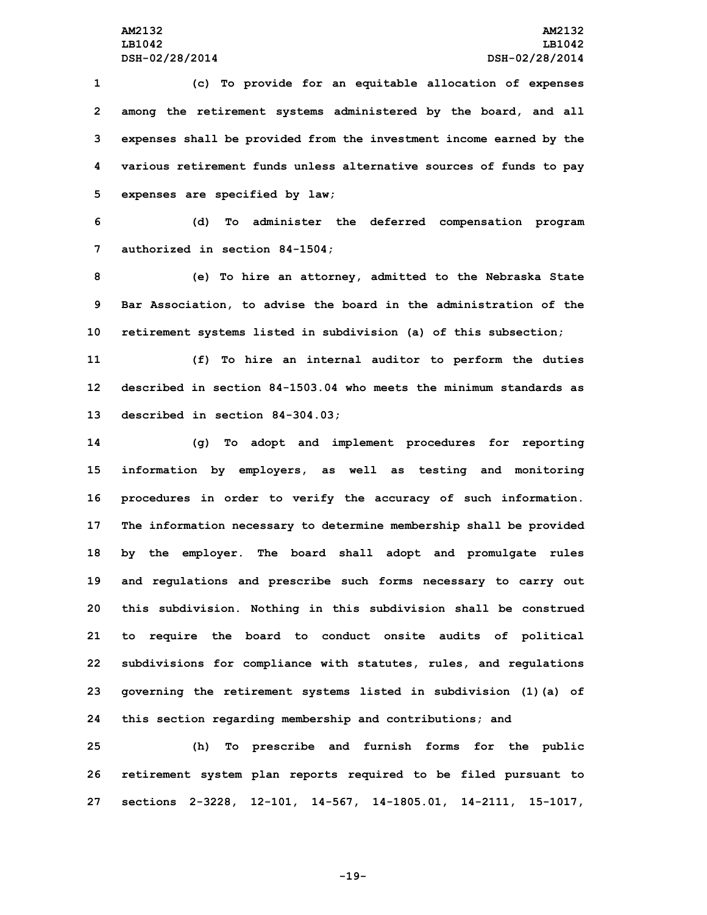(c) To provide for an equitable allocation of expenses among the retirement systems administered by the board, and all expenses shall be provided from the investment income earned by the various retirement funds unless alternative sources of funds to pay expenses are specified by law;

(d) To administer the deferred compensation program authorized in section 84-1504;

(e) To hire an attorney, admitted to the Nebraska State Bar Association, to advise the board in the administration of the retirement systems listed in subdivision (a) of this subsection;

(f) To hire an internal auditor to perform the duties described in section 84-1503.04 who meets the minimum standards as described in section 84-304.03;

(g) To adopt and implement procedures for reporting information by employers, as well as testing and monitoring procedures in order to verify the accuracy of such information. The information necessary to determine membership shall be provided by the employer. The board shall adopt and promulgate rules and regulations and prescribe such forms necessary to carry out this subdivision. Nothing in this subdivision shall be construed to require the board to conduct onsite audits of political subdivisions for compliance with statutes, rules, and regulations governing the retirement systems listed in subdivision (1)(a) of this section regarding membership and contributions; and

(h) To prescribe and furnish forms for the public retirement system plan reports required to be filed pursuant to sections 2-3228, 12-101, 14-567, 14-1805.01, 14-2111, 15-1017,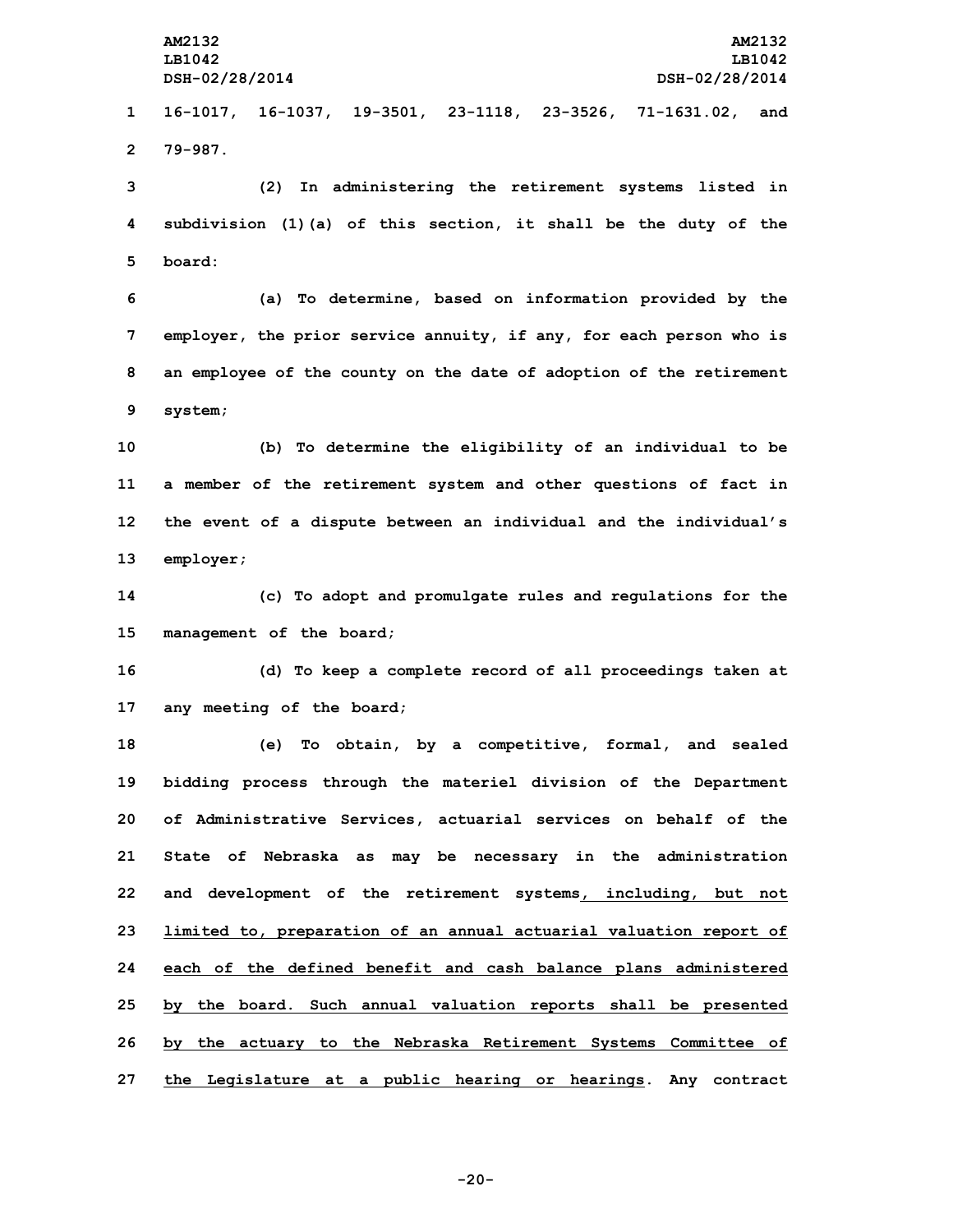16-1017, 16-1037, 19-3501, 23-1118, 23-3526, 71-1631.02, and 79-987.

(2) In administering the retirement systems listed in subdivision (1)(a) of this section, it shall be the duty of the board:

(a) To determine, based on information provided by the employer, the prior service annuity, if any, for each person who is an employee of the county on the date of adoption of the retirement system;

(b) To determine the eligibility of an individual to be a member of the retirement system and other questions of fact in the event of a dispute between an individual and the individual's employer;

(c) To adopt and promulgate rules and regulations for the management of the board;

(d) To keep a complete record of all proceedings taken at any meeting of the board;

(e) To obtain, by a competitive, formal, and sealed bidding process through the materiel division of the Department of Administrative Services, actuarial services on behalf of the State of Nebraska as may be necessary in the administration and development of the retirement systems<u>, including, but not limited to, preparation of an annual actuarial valuation report of each of the defined benefit and cash balance plans administered by the board. Such annual valuation reports shall be presented by the actuary to the Nebraska Retirement Systems Committee of the Legislature at a public hearing or hearings</u>. Any contract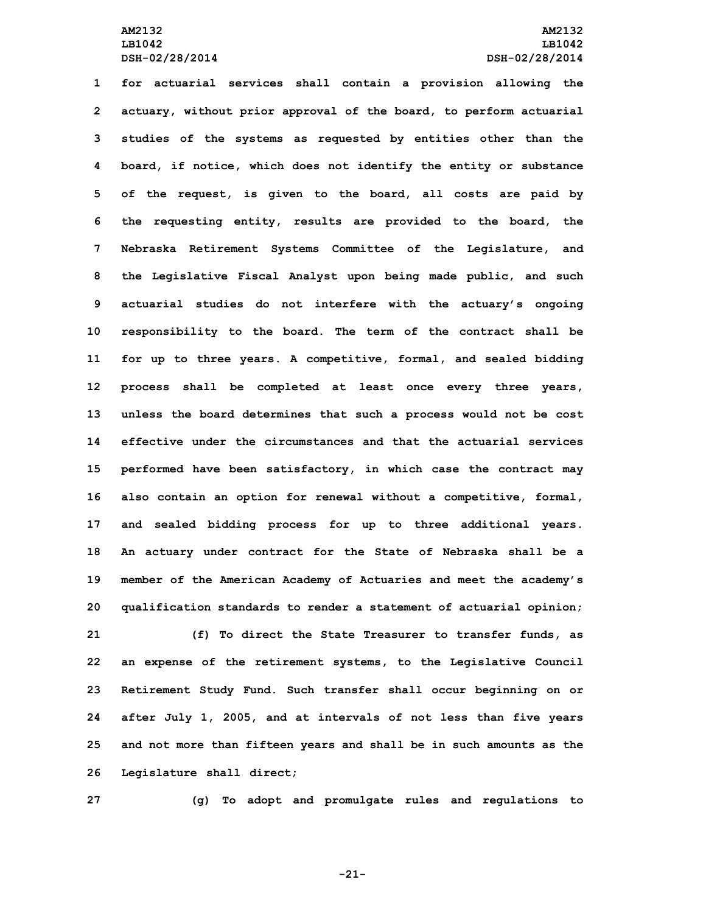for actuarial services shall contain a provision allowing the actuary, without prior approval of the board, to perform actuarial studies of the systems as requested by entities other than the board, if notice, which does not identify the entity or substance of the request, is given to the board, all costs are paid by the requesting entity, results are provided to the board, the Nebraska Retirement Systems Committee of the Legislature, and the Legislative Fiscal Analyst upon being made public, and such actuarial studies do not interfere with the actuary's ongoing responsibility to the board. The term of the contract shall be for up to three years. A competitive, formal, and sealed bidding process shall be completed at least once every three years, unless the board determines that such a process would not be cost effective under the circumstances and that the actuarial services performed have been satisfactory, in which case the contract may also contain an option for renewal without a competitive, formal, and sealed bidding process for up to three additional years. An actuary under contract for the State of Nebraska shall be a member of the American Academy of Actuaries and meet the academy's qualification standards to render a statement of actuarial opinion;

(f) To direct the State Treasurer to transfer funds, as an expense of the retirement systems, to the Legislative Council Retirement Study Fund. Such transfer shall occur beginning on or after July 1, 2005, and at intervals of not less than five years and not more than fifteen years and shall be in such amounts as the Legislature shall direct;

(g) To adopt and promulgate rules and regulations to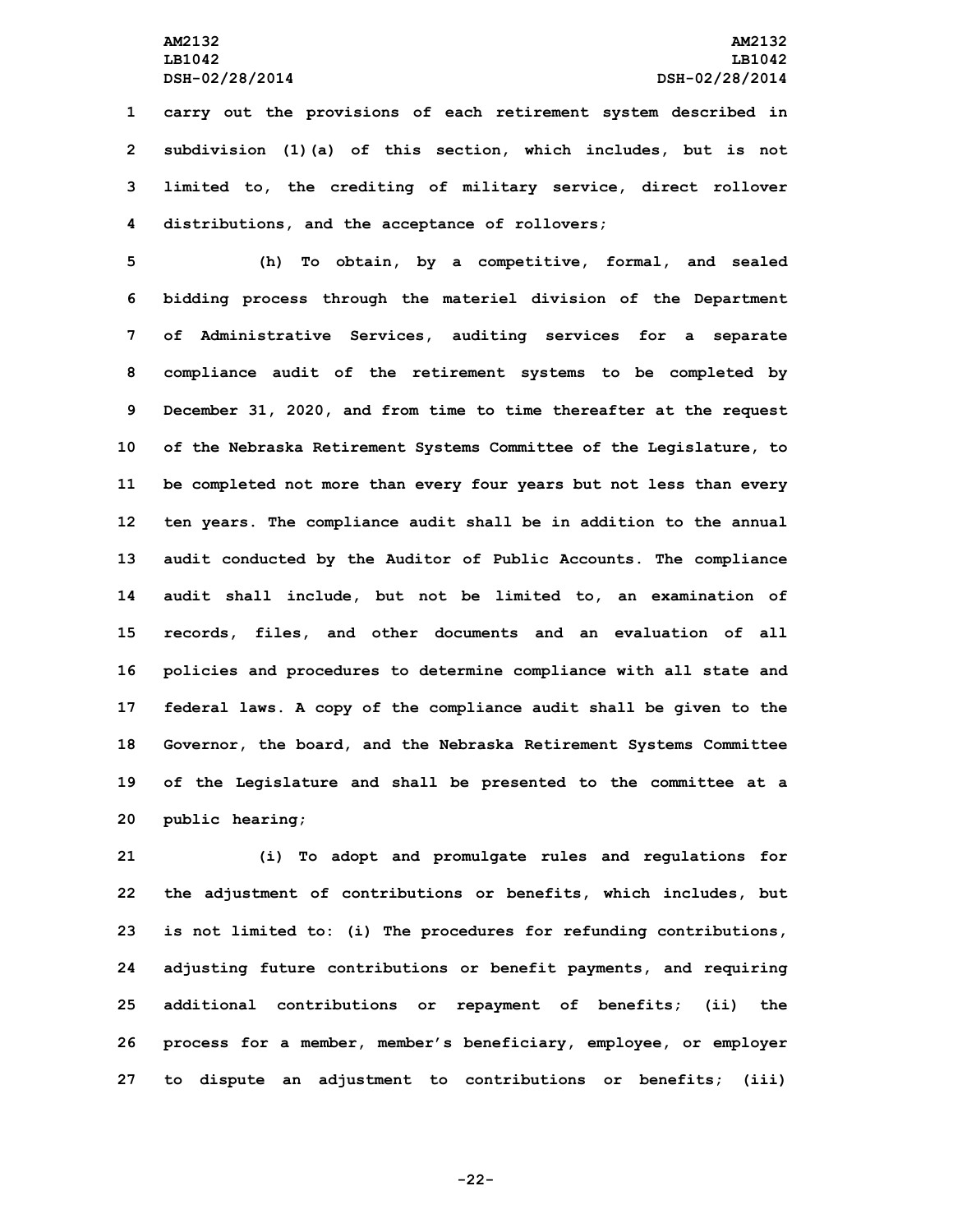carry out the provisions of each retirement system described in subdivision (1)(a) of this section, which includes, but is not limited to, the crediting of military service, direct rollover distributions, and the acceptance of rollovers;

(h) To obtain, by a competitive, formal, and sealed bidding process through the materiel division of the Department of Administrative Services, auditing services for a separate compliance audit of the retirement systems to be completed by December 31, 2020, and from time to time thereafter at the request of the Nebraska Retirement Systems Committee of the Legislature, to be completed not more than every four years but not less than every ten years. The compliance audit shall be in addition to the annual audit conducted by the Auditor of Public Accounts. The compliance audit shall include, but not be limited to, an examination of records, files, and other documents and an evaluation of all policies and procedures to determine compliance with all state and federal laws. A copy of the compliance audit shall be given to the Governor, the board, and the Nebraska Retirement Systems Committee of the Legislature and shall be presented to the committee at a public hearing;

(i) To adopt and promulgate rules and regulations for the adjustment of contributions or benefits, which includes, but is not limited to: (i) The procedures for refunding contributions, adjusting future contributions or benefit payments, and requiring additional contributions or repayment of benefits; (ii) the process for a member, member's beneficiary, employee, or employer to dispute an adjustment to contributions or benefits; (iii)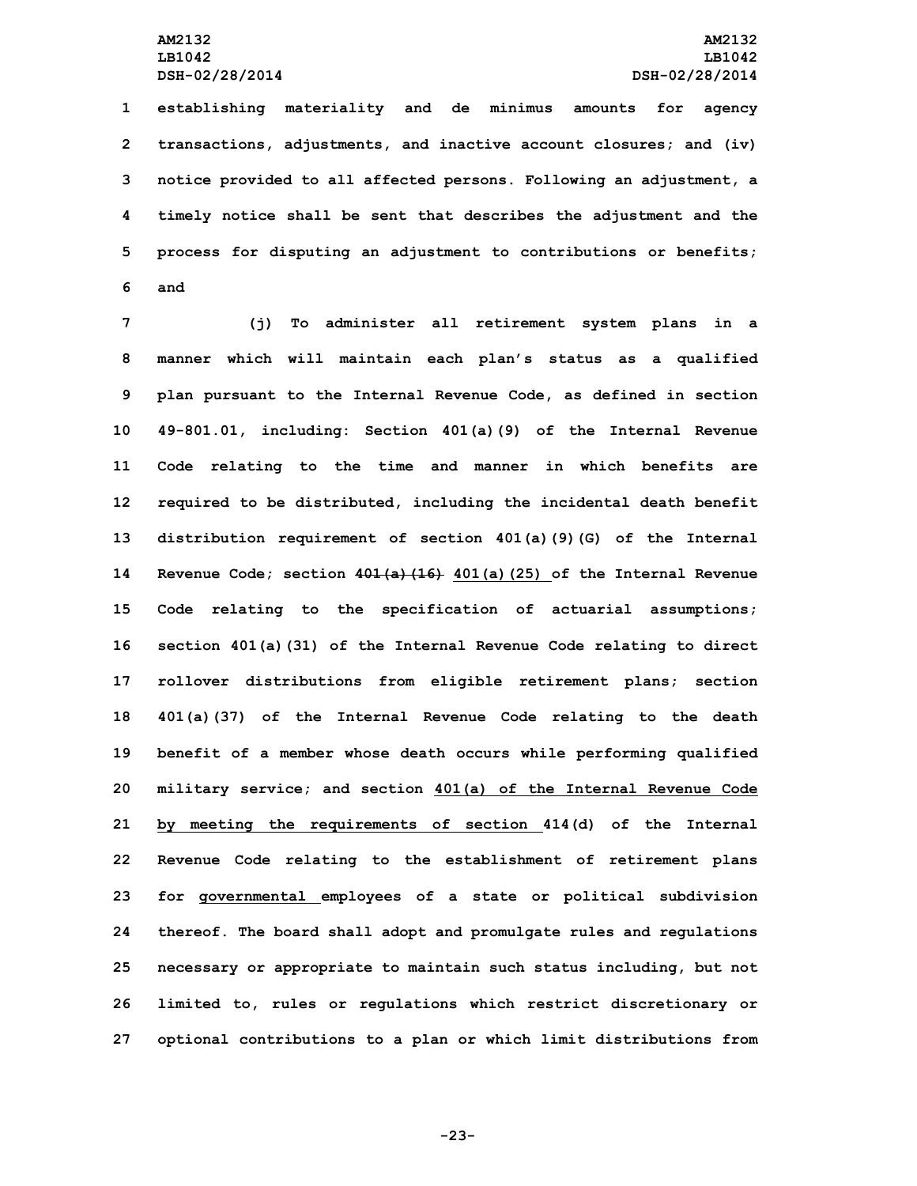establishing materiality and de minimus amounts for agency transactions, adjustments, and inactive account closures; and (iv) notice provided to all affected persons. Following an adjustment, a timely notice shall be sent that describes the adjustment and the process for disputing an adjustment to contributions or benefits; and

(j) To administer all retirement system plans in a manner which will maintain each plan's status as a qualified plan pursuant to the Internal Revenue Code, as defined in section 49-801.01, including: Section 401(a)(9) of the Internal Revenue Code relating to the time and manner in which benefits are required to be distributed, including the incidental death benefit distribution requirement of section 401(a)(9)(G) of the Internal Revenue Code; section ~~401(a)(16)~~ 401(a)(25) of the Internal Revenue Code relating to the specification of actuarial assumptions; section 401(a)(31) of the Internal Revenue Code relating to direct rollover distributions from eligible retirement plans; section 401(a)(37) of the Internal Revenue Code relating to the death benefit of a member whose death occurs while performing qualified military service; and section 401(a) of the Internal Revenue Code by meeting the requirements of section 414(d) of the Internal Revenue Code relating to the establishment of retirement plans for governmental employees of a state or political subdivision thereof. The board shall adopt and promulgate rules and regulations necessary or appropriate to maintain such status including, but not limited to, rules or regulations which restrict discretionary or optional contributions to a plan or which limit distributions from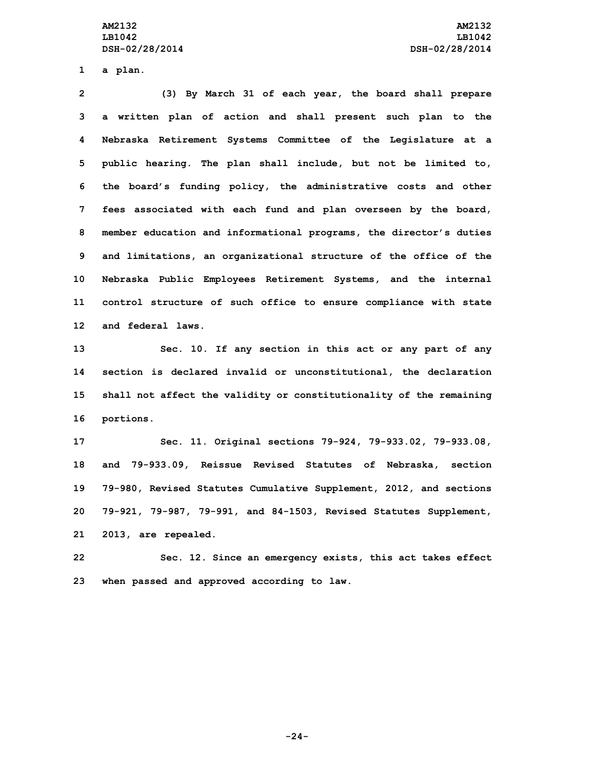a plan.

(3) By March 31 of each year, the board shall prepare a written plan of action and shall present such plan to the Nebraska Retirement Systems Committee of the Legislature at a public hearing. The plan shall include, but not be limited to, the board's funding policy, the administrative costs and other fees associated with each fund and plan overseen by the board, member education and informational programs, the director's duties and limitations, an organizational structure of the office of the Nebraska Public Employees Retirement Systems, and the internal control structure of such office to ensure compliance with state and federal laws.

Sec. 10. If any section in this act or any part of any section is declared invalid or unconstitutional, the declaration shall not affect the validity or constitutionality of the remaining portions.

Sec. 11. Original sections 79-924, 79-933.02, 79-933.08, and 79-933.09, Reissue Revised Statutes of Nebraska, section 79-980, Revised Statutes Cumulative Supplement, 2012, and sections 79-921, 79-987, 79-991, and 84-1503, Revised Statutes Supplement, 2013, are repealed.

Sec. 12. Since an emergency exists, this act takes effect when passed and approved according to law.